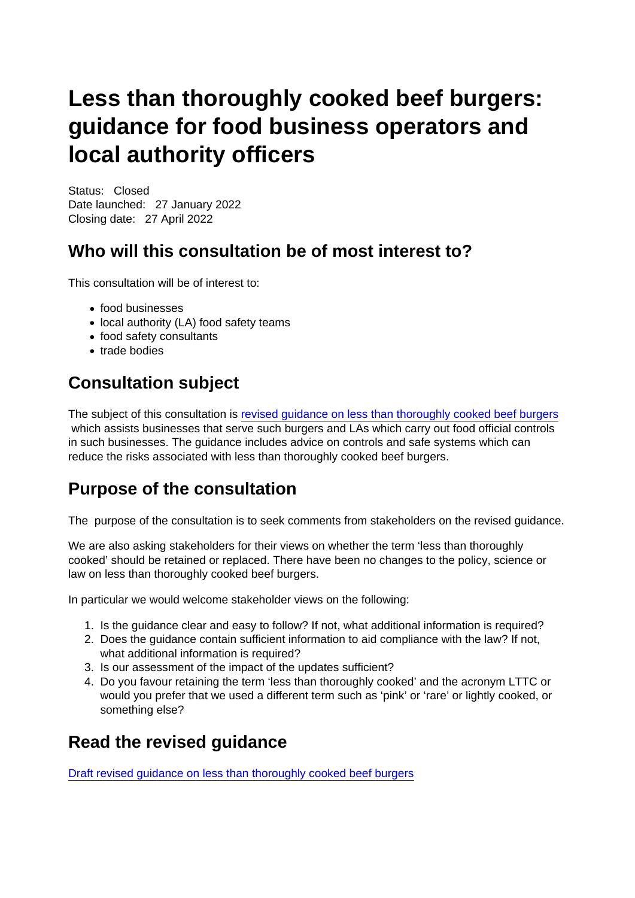# Less than thoroughly cooked beef burgers: guidance for food business operators and local authority officers

Status: Closed
Date launched: 27 January 2022
Closing date: 27 April 2022

## Who will this consultation be of most interest to?

This consultation will be of interest to:

- food businesses
- local authority (LA) food safety teams
- food safety consultants
- trade bodies

## Consultation subject

The subject of this consultation is revised guidance on less than thoroughly cooked beef burgers which assists businesses that serve such burgers and LAs which carry out food official controls in such businesses. The guidance includes advice on controls and safe systems which can reduce the risks associated with less than thoroughly cooked beef burgers.

## Purpose of the consultation

The purpose of the consultation is to seek comments from stakeholders on the revised guidance.

We are also asking stakeholders for their views on whether the term 'less than thoroughly cooked' should be retained or replaced. There have been no changes to the policy, science or law on less than thoroughly cooked beef burgers.

In particular we would welcome stakeholder views on the following:

1. Is the guidance clear and easy to follow? If not, what additional information is required?
2. Does the guidance contain sufficient information to aid compliance with the law? If not, what additional information is required?
3. Is our assessment of the impact of the updates sufficient?
4. Do you favour retaining the term 'less than thoroughly cooked' and the acronym LTTC or would you prefer that we used a different term such as 'pink' or 'rare' or lightly cooked, or something else?

## Read the revised guidance

Draft revised guidance on less than thoroughly cooked beef burgers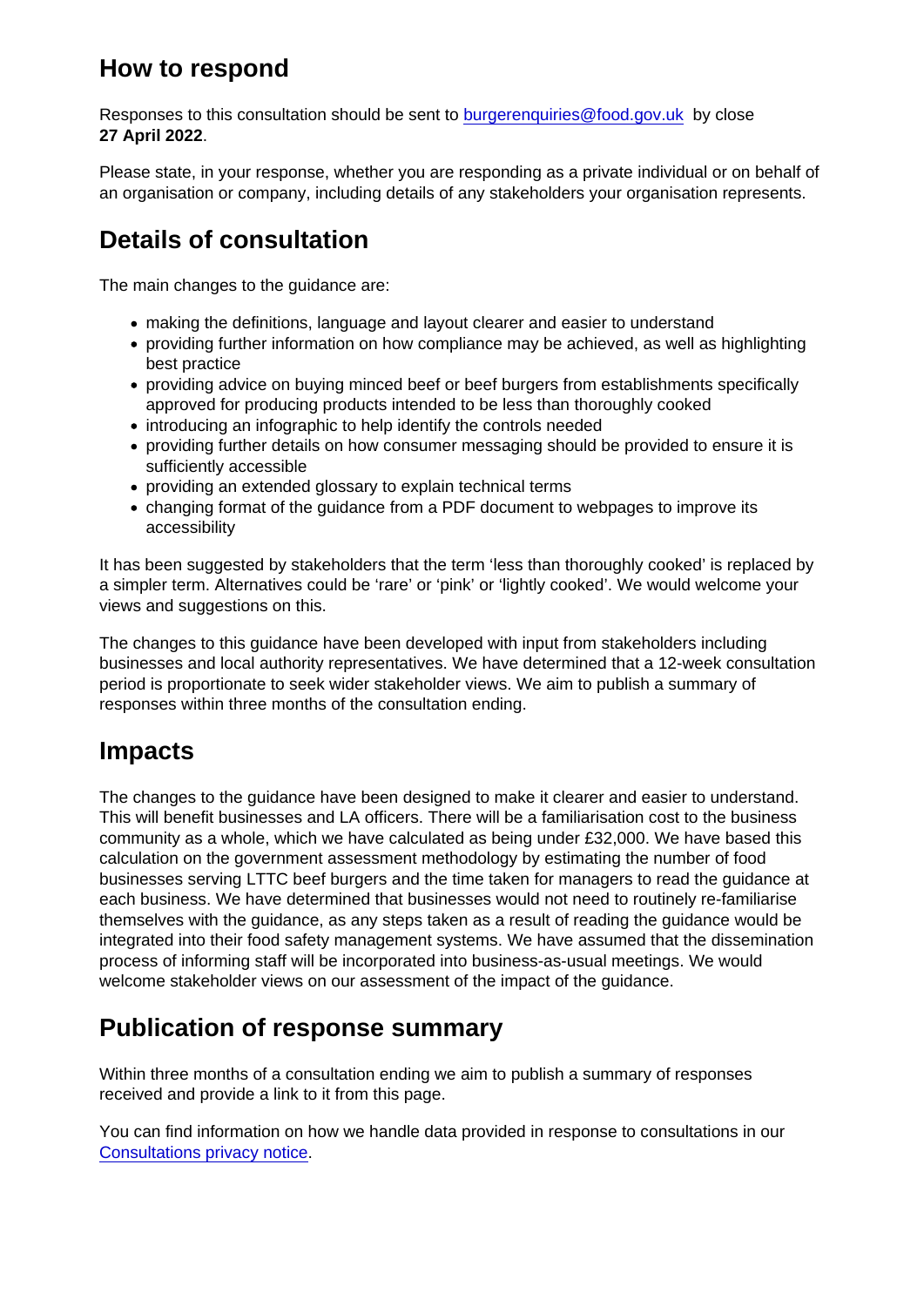## How to respond

Responses to this consultation should be sent to [burgerenquiries@food.gov.uk](mailto:burgerenquiries@food.gov.uk) by close **27 April 2022**.

Please state, in your response, whether you are responding as a private individual or on behalf of an organisation or company, including details of any stakeholders your organisation represents.

## Details of consultation

The main changes to the guidance are:

- making the definitions, language and layout clearer and easier to understand
- providing further information on how compliance may be achieved, as well as highlighting best practice
- providing advice on buying minced beef or beef burgers from establishments specifically approved for producing products intended to be less than thoroughly cooked
- introducing an infographic to help identify the controls needed
- providing further details on how consumer messaging should be provided to ensure it is sufficiently accessible
- providing an extended glossary to explain technical terms
- changing format of the guidance from a PDF document to webpages to improve its accessibility

It has been suggested by stakeholders that the term 'less than thoroughly cooked' is replaced by a simpler term. Alternatives could be 'rare' or 'pink' or 'lightly cooked'. We would welcome your views and suggestions on this.

The changes to this guidance have been developed with input from stakeholders including businesses and local authority representatives. We have determined that a 12-week consultation period is proportionate to seek wider stakeholder views. We aim to publish a summary of responses within three months of the consultation ending.

## Impacts

The changes to the guidance have been designed to make it clearer and easier to understand. This will benefit businesses and LA officers. There will be a familiarisation cost to the business community as a whole, which we have calculated as being under £32,000. We have based this calculation on the government assessment methodology by estimating the number of food businesses serving LTTC beef burgers and the time taken for managers to read the guidance at each business. We have determined that businesses would not need to routinely re-familiarise themselves with the guidance, as any steps taken as a result of reading the guidance would be integrated into their food safety management systems. We have assumed that the dissemination process of informing staff will be incorporated into business-as-usual meetings. We would welcome stakeholder views on our assessment of the impact of the guidance.

## Publication of response summary

Within three months of a consultation ending we aim to publish a summary of responses received and provide a link to it from this page.

You can find information on how we handle data provided in response to consultations in our [Consultations privacy notice](#).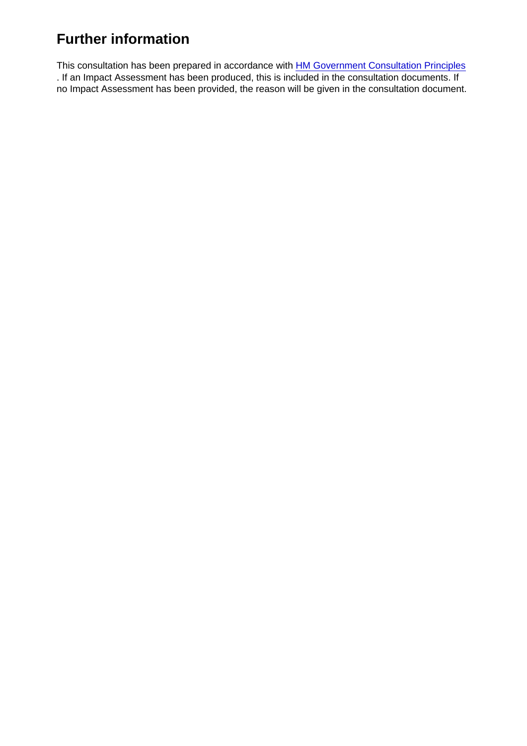## Further information

This consultation has been prepared in accordance with HM Government Consultation Principles . If an Impact Assessment has been produced, this is included in the consultation documents. If no Impact Assessment has been provided, the reason will be given in the consultation document.